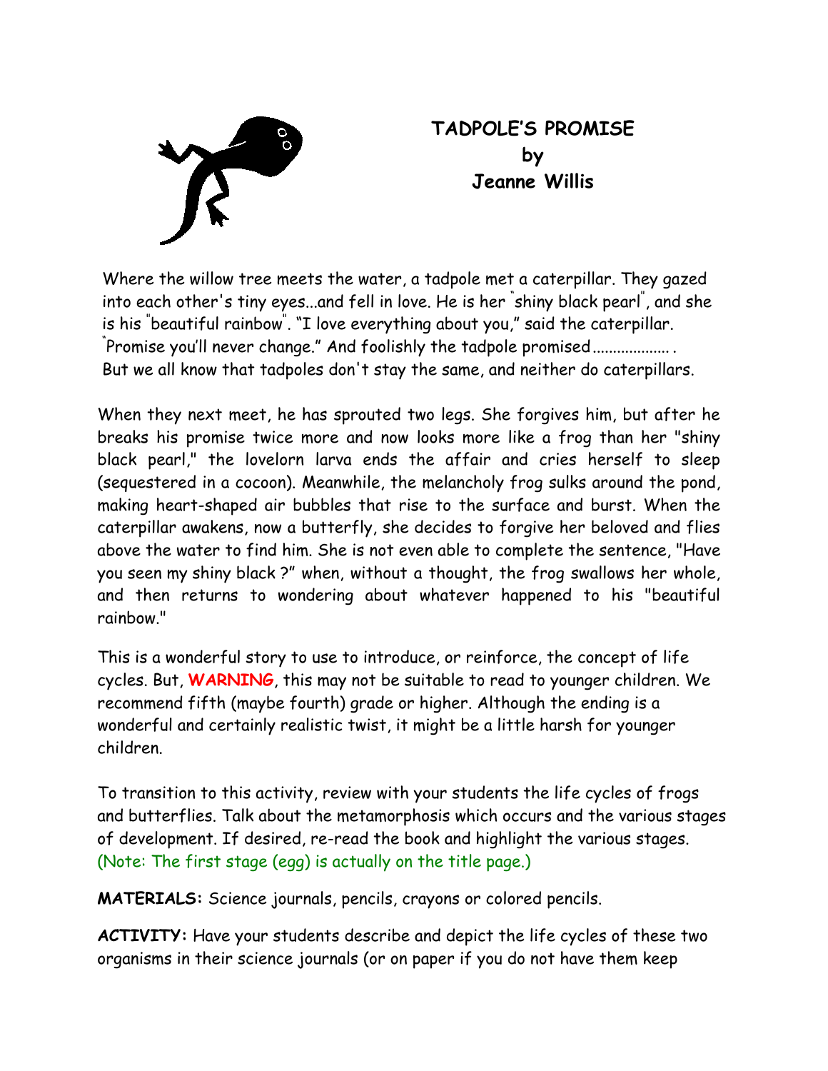# TADPOLE'S PROMISE
by
Jeanne Willis

Where the willow tree meets the water, a tadpole met a caterpillar. They gazed into each other's tiny eyes...and fell in love. He is her "shiny black pearl", and she is his "beautiful rainbow". "I love everything about you," said the caterpillar. "Promise you'll never change." And foolishly the tadpole promised.................. . But we all know that tadpoles don't stay the same, and neither do caterpillars.

When they next meet, he has sprouted two legs. She forgives him, but after he breaks his promise twice more and now looks more like a frog than her "shiny black pearl," the lovelorn larva ends the affair and cries herself to sleep (sequestered in a cocoon). Meanwhile, the melancholy frog sulks around the pond, making heart-shaped air bubbles that rise to the surface and burst. When the caterpillar awakens, now a butterfly, she decides to forgive her beloved and flies above the water to find him. She is not even able to complete the sentence, "Have you seen my shiny black ?" when, without a thought, the frog swallows her whole, and then returns to wondering about whatever happened to his "beautiful rainbow."

This is a wonderful story to use to introduce, or reinforce, the concept of life cycles. But, **WARNING**, this may not be suitable to read to younger children. We recommend fifth (maybe fourth) grade or higher. Although the ending is a wonderful and certainly realistic twist, it might be a little harsh for younger children.

To transition to this activity, review with your students the life cycles of frogs and butterflies. Talk about the metamorphosis which occurs and the various stages of development. If desired, re-read the book and highlight the various stages. (Note: The first stage (egg) is actually on the title page.)

**MATERIALS:** Science journals, pencils, crayons or colored pencils.

**ACTIVITY:** Have your students describe and depict the life cycles of these two organisms in their science journals (or on paper if you do not have them keep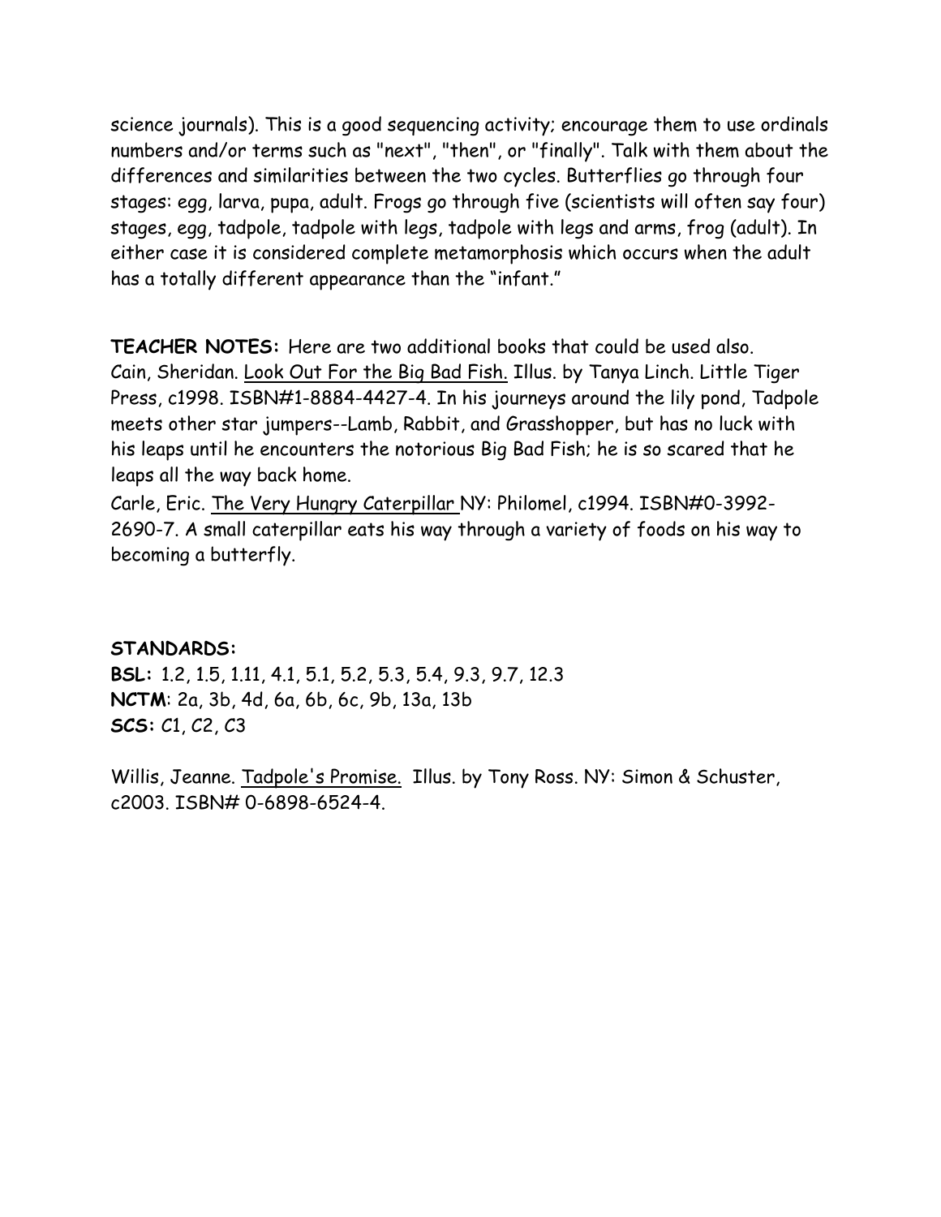science journals). This is a good sequencing activity; encourage them to use ordinals numbers and/or terms such as "next", "then", or "finally". Talk with them about the differences and similarities between the two cycles. Butterflies go through four stages: egg, larva, pupa, adult. Frogs go through five (scientists will often say four) stages, egg, tadpole, tadpole with legs, tadpole with legs and arms, frog (adult). In either case it is considered complete metamorphosis which occurs when the adult has a totally different appearance than the "infant."

**TEACHER NOTES:** Here are two additional books that could be used also.
Cain, Sheridan. Look Out For the Big Bad Fish. Illus. by Tanya Linch. Little Tiger Press, c1998. ISBN#1-8884-4427-4. In his journeys around the lily pond, Tadpole meets other star jumpers--Lamb, Rabbit, and Grasshopper, but has no luck with his leaps until he encounters the notorious Big Bad Fish; he is so scared that he leaps all the way back home.
Carle, Eric. The Very Hungry Caterpillar NY: Philomel, c1994. ISBN#0-3992-2690-7. A small caterpillar eats his way through a variety of foods on his way to becoming a butterfly.

**STANDARDS:**
**BSL:** 1.2, 1.5, 1.11, 4.1, 5.1, 5.2, 5.3, 5.4, 9.3, 9.7, 12.3
**NCTM**: 2a, 3b, 4d, 6a, 6b, 6c, 9b, 13a, 13b
**SCS:** C1, C2, C3

Willis, Jeanne. Tadpole's Promise. Illus. by Tony Ross. NY: Simon & Schuster, c2003. ISBN# 0-6898-6524-4.